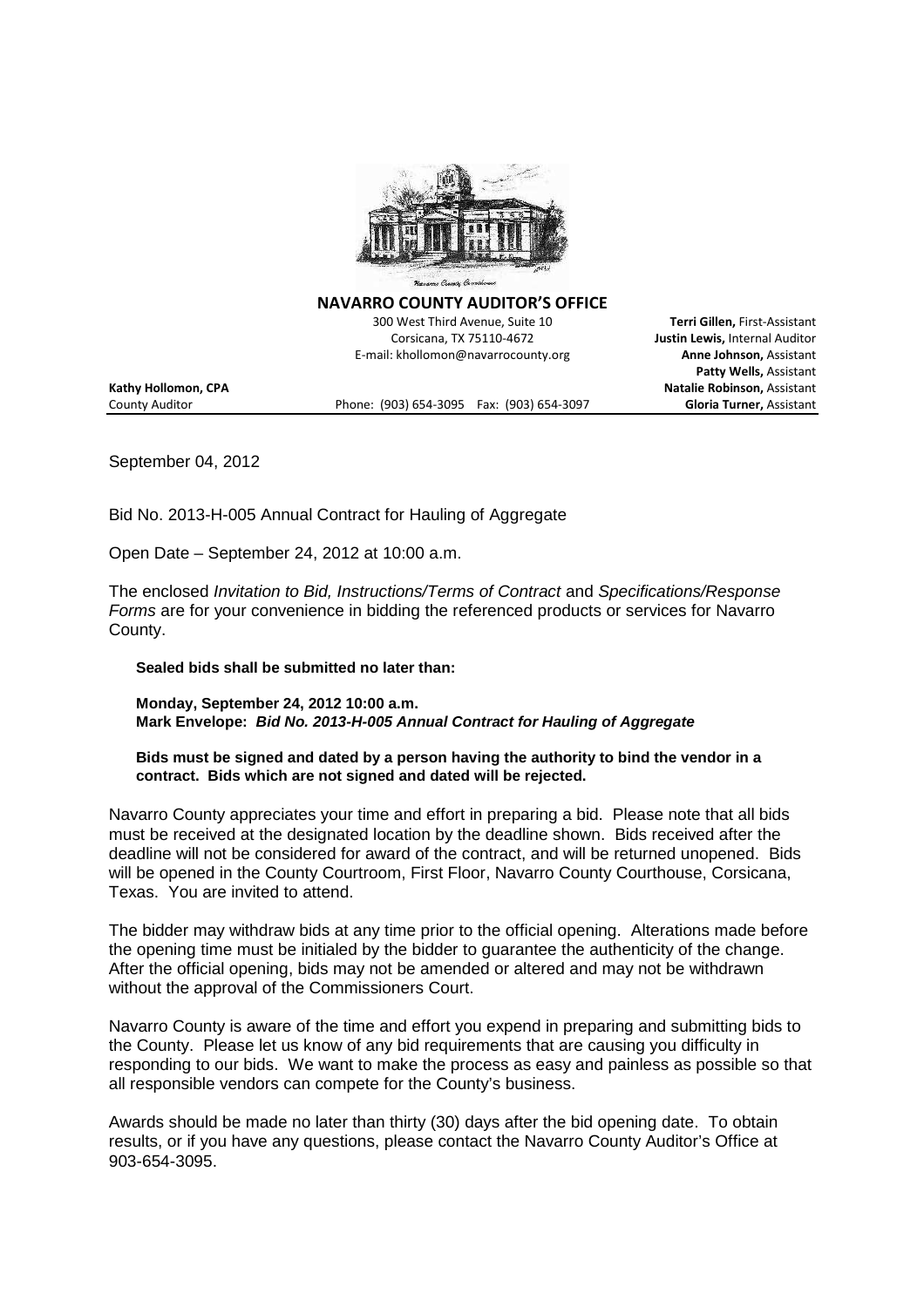## NAVARRO COUNTY AUDITOR'S OFFICE

300 West Third Avenue, Suite 10
Corsicana, TX 75110-4672
E-mail: khollomon@navarrocounty.org

**Terri Gillen,** First-Assistant
**Justin Lewis,** Internal Auditor
**Anne Johnson,** Assistant
**Patty Wells,** Assistant
**Natalie Robinson,** Assistant
**Gloria Turner,** Assistant

**Kathy Hollomon, CPA**
County Auditor

Phone: (903) 654-3095 Fax: (903) 654-3097

---

September 04, 2012

Bid No. 2013-H-005 Annual Contract for Hauling of Aggregate

Open Date – September 24, 2012 at 10:00 a.m.

The enclosed *Invitation to Bid, Instructions/Terms of Contract* and *Specifications/Response Forms* are for your convenience in bidding the referenced products or services for Navarro County.

**Sealed bids shall be submitted no later than:**

**Monday, September 24, 2012 10:00 a.m.**
**Mark Envelope: *Bid No. 2013-H-005 Annual Contract for Hauling of Aggregate***

**Bids must be signed and dated by a person having the authority to bind the vendor in a contract. Bids which are not signed and dated will be rejected.**

Navarro County appreciates your time and effort in preparing a bid. Please note that all bids must be received at the designated location by the deadline shown. Bids received after the deadline will not be considered for award of the contract, and will be returned unopened. Bids will be opened in the County Courtroom, First Floor, Navarro County Courthouse, Corsicana, Texas. You are invited to attend.

The bidder may withdraw bids at any time prior to the official opening. Alterations made before the opening time must be initialed by the bidder to guarantee the authenticity of the change. After the official opening, bids may not be amended or altered and may not be withdrawn without the approval of the Commissioners Court.

Navarro County is aware of the time and effort you expend in preparing and submitting bids to the County. Please let us know of any bid requirements that are causing you difficulty in responding to our bids. We want to make the process as easy and painless as possible so that all responsible vendors can compete for the County's business.

Awards should be made no later than thirty (30) days after the bid opening date. To obtain results, or if you have any questions, please contact the Navarro County Auditor's Office at 903-654-3095.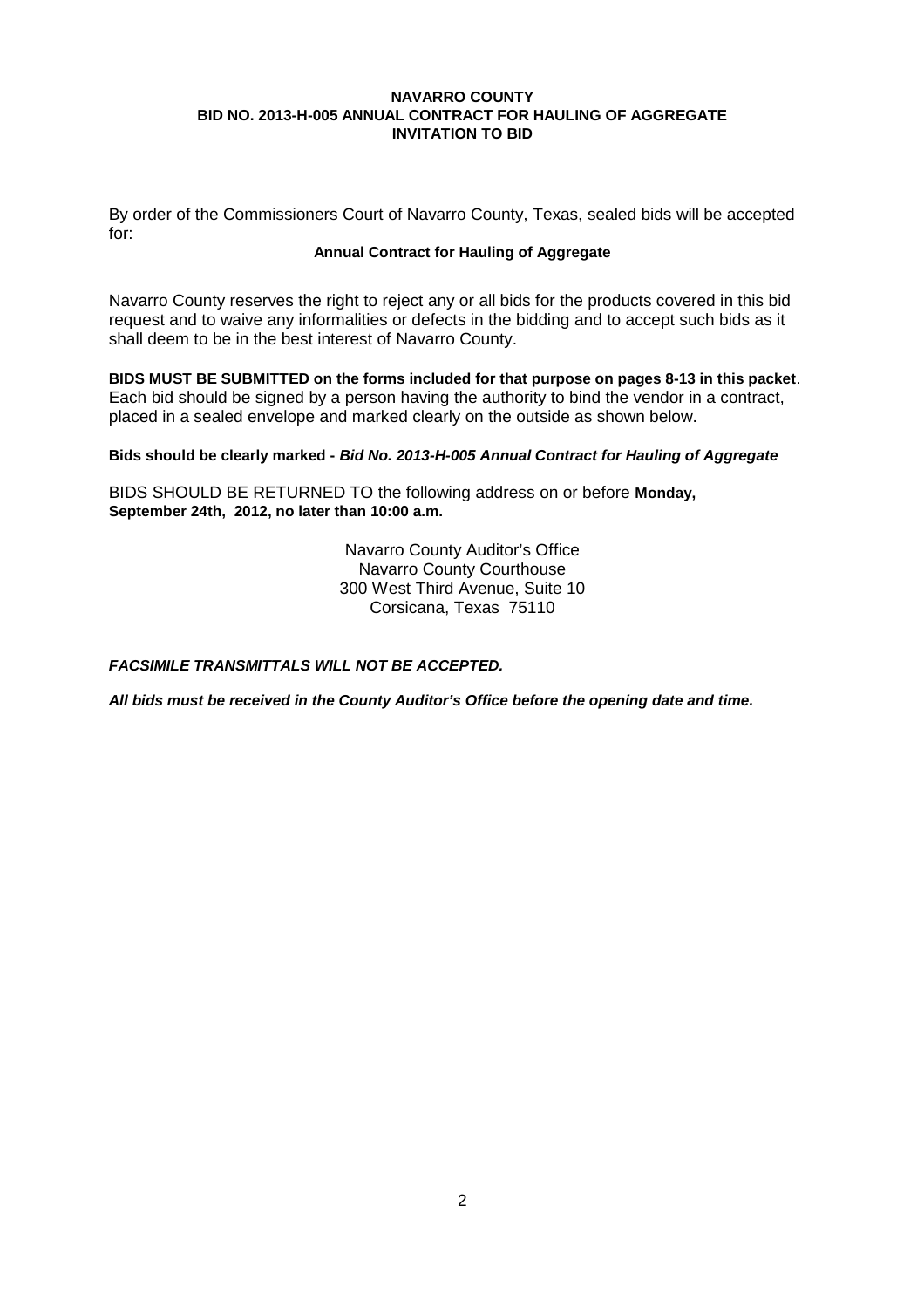**NAVARRO COUNTY**
**BID NO. 2013-H-005 ANNUAL CONTRACT FOR HAULING OF AGGREGATE**
**INVITATION TO BID**

By order of the Commissioners Court of Navarro County, Texas, sealed bids will be accepted for:

**Annual Contract for Hauling of Aggregate**

Navarro County reserves the right to reject any or all bids for the products covered in this bid request and to waive any informalities or defects in the bidding and to accept such bids as it shall deem to be in the best interest of Navarro County.

**BIDS MUST BE SUBMITTED on the forms included for that purpose on pages 8-13 in this packet**. Each bid should be signed by a person having the authority to bind the vendor in a contract, placed in a sealed envelope and marked clearly on the outside as shown below.

**Bids should be clearly marked -** ***Bid No. 2013-H-005 Annual Contract for Hauling of Aggregate***

BIDS SHOULD BE RETURNED TO the following address on or before **Monday, September 24th, 2012, no later than 10:00 a.m.**

Navarro County Auditor's Office
Navarro County Courthouse
300 West Third Avenue, Suite 10
Corsicana, Texas 75110

***FACSIMILE TRANSMITTALS WILL NOT BE ACCEPTED.***

***All bids must be received in the County Auditor's Office before the opening date and time.***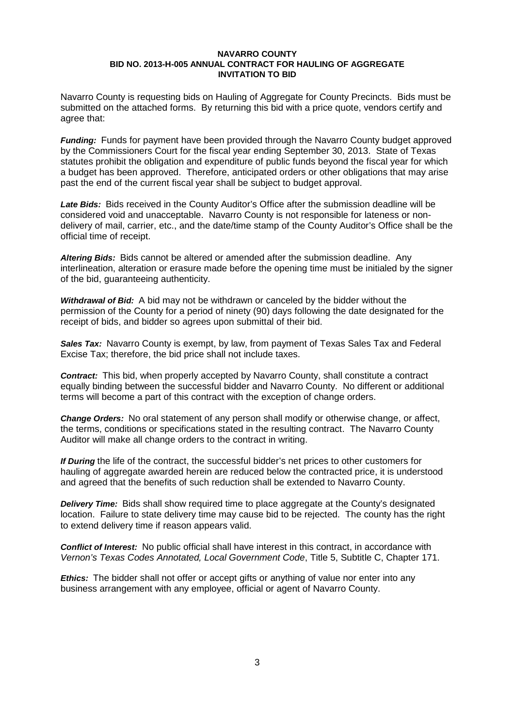**NAVARRO COUNTY**
**BID NO. 2013-H-005 ANNUAL CONTRACT FOR HAULING OF AGGREGATE**
**INVITATION TO BID**

Navarro County is requesting bids on Hauling of Aggregate for County Precincts. Bids must be submitted on the attached forms. By returning this bid with a price quote, vendors certify and agree that:

***Funding:*** Funds for payment have been provided through the Navarro County budget approved by the Commissioners Court for the fiscal year ending September 30, 2013. State of Texas statutes prohibit the obligation and expenditure of public funds beyond the fiscal year for which a budget has been approved. Therefore, anticipated orders or other obligations that may arise past the end of the current fiscal year shall be subject to budget approval.

***Late Bids:*** Bids received in the County Auditor's Office after the submission deadline will be considered void and unacceptable. Navarro County is not responsible for lateness or non-delivery of mail, carrier, etc., and the date/time stamp of the County Auditor's Office shall be the official time of receipt.

***Altering Bids:*** Bids cannot be altered or amended after the submission deadline. Any interlineation, alteration or erasure made before the opening time must be initialed by the signer of the bid, guaranteeing authenticity.

***Withdrawal of Bid:*** A bid may not be withdrawn or canceled by the bidder without the permission of the County for a period of ninety (90) days following the date designated for the receipt of bids, and bidder so agrees upon submittal of their bid.

***Sales Tax:*** Navarro County is exempt, by law, from payment of Texas Sales Tax and Federal Excise Tax; therefore, the bid price shall not include taxes.

***Contract:*** This bid, when properly accepted by Navarro County, shall constitute a contract equally binding between the successful bidder and Navarro County. No different or additional terms will become a part of this contract with the exception of change orders.

***Change Orders:*** No oral statement of any person shall modify or otherwise change, or affect, the terms, conditions or specifications stated in the resulting contract. The Navarro County Auditor will make all change orders to the contract in writing.

***If During*** the life of the contract, the successful bidder's net prices to other customers for hauling of aggregate awarded herein are reduced below the contracted price, it is understood and agreed that the benefits of such reduction shall be extended to Navarro County.

***Delivery Time:*** Bids shall show required time to place aggregate at the County's designated location. Failure to state delivery time may cause bid to be rejected. The county has the right to extend delivery time if reason appears valid.

***Conflict of Interest:*** No public official shall have interest in this contract, in accordance with *Vernon's Texas Codes Annotated, Local Government Code*, Title 5, Subtitle C, Chapter 171.

***Ethics:*** The bidder shall not offer or accept gifts or anything of value nor enter into any business arrangement with any employee, official or agent of Navarro County.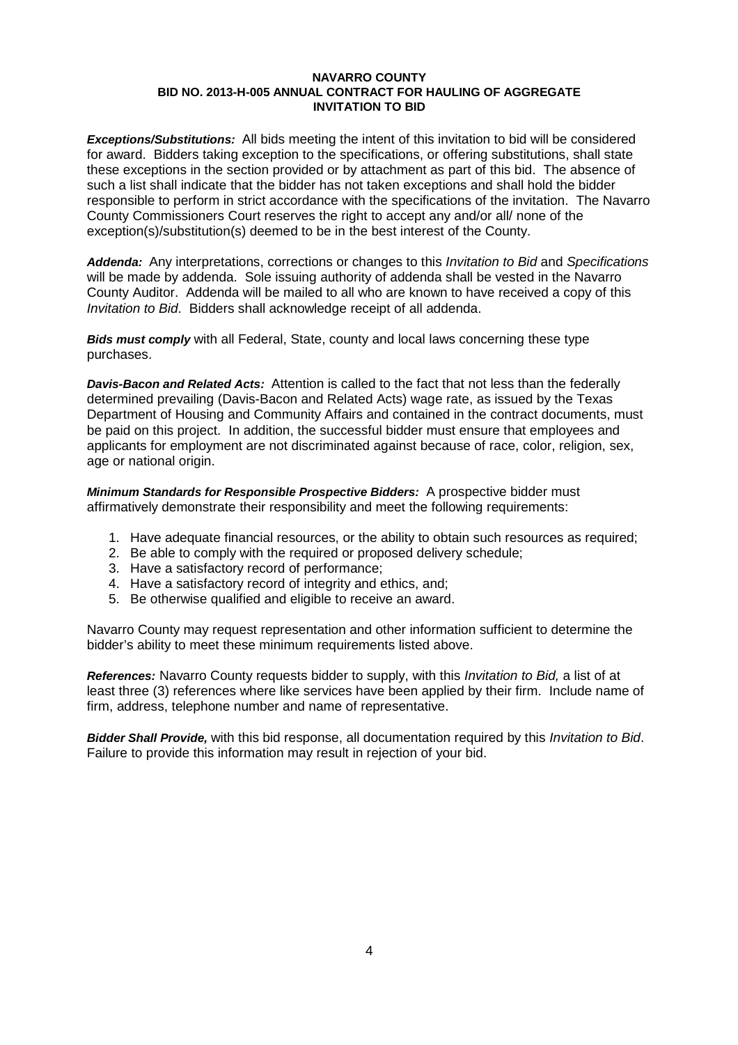**NAVARRO COUNTY**
**BID NO. 2013-H-005 ANNUAL CONTRACT FOR HAULING OF AGGREGATE**
**INVITATION TO BID**

***Exceptions/Substitutions:*** All bids meeting the intent of this invitation to bid will be considered for award. Bidders taking exception to the specifications, or offering substitutions, shall state these exceptions in the section provided or by attachment as part of this bid. The absence of such a list shall indicate that the bidder has not taken exceptions and shall hold the bidder responsible to perform in strict accordance with the specifications of the invitation. The Navarro County Commissioners Court reserves the right to accept any and/or all/ none of the exception(s)/substitution(s) deemed to be in the best interest of the County.

***Addenda:*** Any interpretations, corrections or changes to this *Invitation to Bid* and *Specifications* will be made by addenda. Sole issuing authority of addenda shall be vested in the Navarro County Auditor. Addenda will be mailed to all who are known to have received a copy of this *Invitation to Bid*. Bidders shall acknowledge receipt of all addenda.

***Bids must comply*** with all Federal, State, county and local laws concerning these type purchases.

***Davis-Bacon and Related Acts:*** Attention is called to the fact that not less than the federally determined prevailing (Davis-Bacon and Related Acts) wage rate, as issued by the Texas Department of Housing and Community Affairs and contained in the contract documents, must be paid on this project. In addition, the successful bidder must ensure that employees and applicants for employment are not discriminated against because of race, color, religion, sex, age or national origin.

***Minimum Standards for Responsible Prospective Bidders:*** A prospective bidder must affirmatively demonstrate their responsibility and meet the following requirements:

1. Have adequate financial resources, or the ability to obtain such resources as required;
2. Be able to comply with the required or proposed delivery schedule;
3. Have a satisfactory record of performance;
4. Have a satisfactory record of integrity and ethics, and;
5. Be otherwise qualified and eligible to receive an award.

Navarro County may request representation and other information sufficient to determine the bidder's ability to meet these minimum requirements listed above.

***References:*** Navarro County requests bidder to supply, with this *Invitation to Bid,* a list of at least three (3) references where like services have been applied by their firm. Include name of firm, address, telephone number and name of representative.

***Bidder Shall Provide,*** with this bid response, all documentation required by this *Invitation to Bid*. Failure to provide this information may result in rejection of your bid.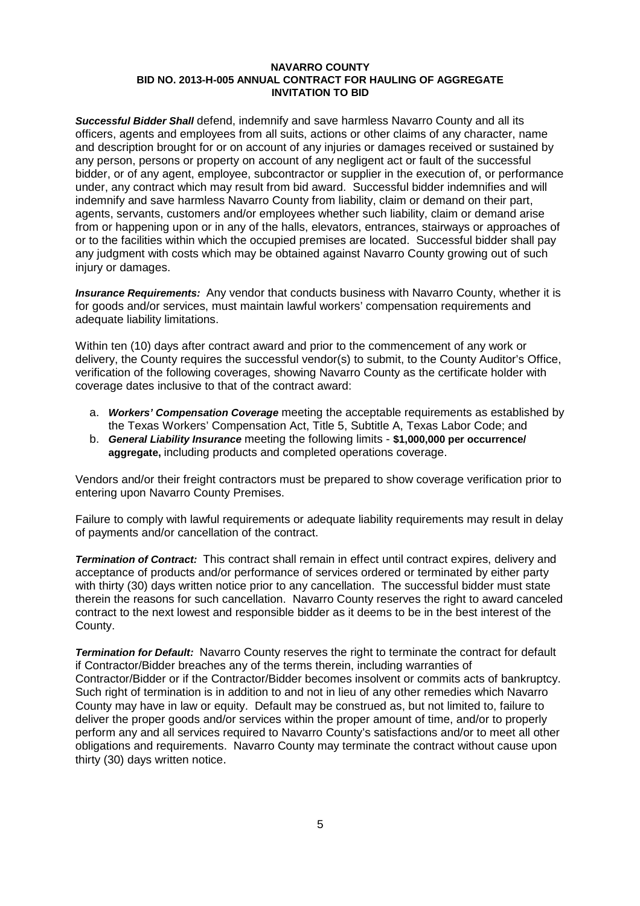**NAVARRO COUNTY**
**BID NO. 2013-H-005 ANNUAL CONTRACT FOR HAULING OF AGGREGATE**
**INVITATION TO BID**

***Successful Bidder Shall*** defend, indemnify and save harmless Navarro County and all its officers, agents and employees from all suits, actions or other claims of any character, name and description brought for or on account of any injuries or damages received or sustained by any person, persons or property on account of any negligent act or fault of the successful bidder, or of any agent, employee, subcontractor or supplier in the execution of, or performance under, any contract which may result from bid award. Successful bidder indemnifies and will indemnify and save harmless Navarro County from liability, claim or demand on their part, agents, servants, customers and/or employees whether such liability, claim or demand arise from or happening upon or in any of the halls, elevators, entrances, stairways or approaches of or to the facilities within which the occupied premises are located. Successful bidder shall pay any judgment with costs which may be obtained against Navarro County growing out of such injury or damages.

***Insurance Requirements:*** Any vendor that conducts business with Navarro County, whether it is for goods and/or services, must maintain lawful workers' compensation requirements and adequate liability limitations.

Within ten (10) days after contract award and prior to the commencement of any work or delivery, the County requires the successful vendor(s) to submit, to the County Auditor's Office, verification of the following coverages, showing Navarro County as the certificate holder with coverage dates inclusive to that of the contract award:

a. ***Workers' Compensation Coverage*** meeting the acceptable requirements as established by the Texas Workers' Compensation Act, Title 5, Subtitle A, Texas Labor Code; and
b. ***General Liability Insurance*** meeting the following limits - **$1,000,000 per occurrence/ aggregate,** including products and completed operations coverage.

Vendors and/or their freight contractors must be prepared to show coverage verification prior to entering upon Navarro County Premises.

Failure to comply with lawful requirements or adequate liability requirements may result in delay of payments and/or cancellation of the contract.

***Termination of Contract:*** This contract shall remain in effect until contract expires, delivery and acceptance of products and/or performance of services ordered or terminated by either party with thirty (30) days written notice prior to any cancellation. The successful bidder must state therein the reasons for such cancellation. Navarro County reserves the right to award canceled contract to the next lowest and responsible bidder as it deems to be in the best interest of the County.

***Termination for Default:*** Navarro County reserves the right to terminate the contract for default if Contractor/Bidder breaches any of the terms therein, including warranties of Contractor/Bidder or if the Contractor/Bidder becomes insolvent or commits acts of bankruptcy. Such right of termination is in addition to and not in lieu of any other remedies which Navarro County may have in law or equity. Default may be construed as, but not limited to, failure to deliver the proper goods and/or services within the proper amount of time, and/or to properly perform any and all services required to Navarro County's satisfactions and/or to meet all other obligations and requirements. Navarro County may terminate the contract without cause upon thirty (30) days written notice.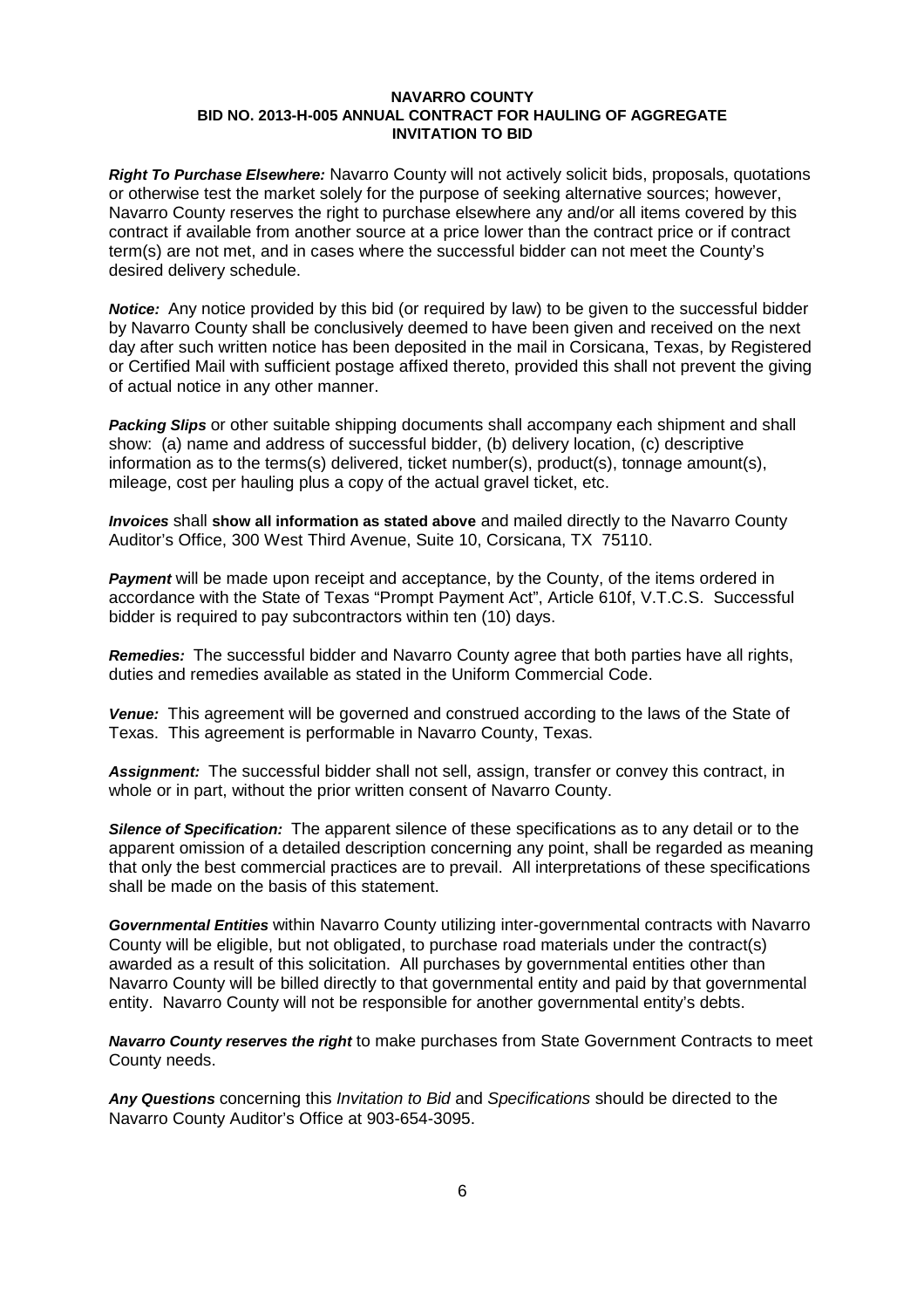**NAVARRO COUNTY**
**BID NO. 2013-H-005 ANNUAL CONTRACT FOR HAULING OF AGGREGATE**
**INVITATION TO BID**

***Right To Purchase Elsewhere:*** Navarro County will not actively solicit bids, proposals, quotations or otherwise test the market solely for the purpose of seeking alternative sources; however, Navarro County reserves the right to purchase elsewhere any and/or all items covered by this contract if available from another source at a price lower than the contract price or if contract term(s) are not met, and in cases where the successful bidder can not meet the County's desired delivery schedule.

***Notice:*** Any notice provided by this bid (or required by law) to be given to the successful bidder by Navarro County shall be conclusively deemed to have been given and received on the next day after such written notice has been deposited in the mail in Corsicana, Texas, by Registered or Certified Mail with sufficient postage affixed thereto, provided this shall not prevent the giving of actual notice in any other manner.

***Packing Slips*** or other suitable shipping documents shall accompany each shipment and shall show: (a) name and address of successful bidder, (b) delivery location, (c) descriptive information as to the terms(s) delivered, ticket number(s), product(s), tonnage amount(s), mileage, cost per hauling plus a copy of the actual gravel ticket, etc.

***Invoices*** shall **show all information as stated above** and mailed directly to the Navarro County Auditor's Office, 300 West Third Avenue, Suite 10, Corsicana, TX 75110.

***Payment*** will be made upon receipt and acceptance, by the County, of the items ordered in accordance with the State of Texas "Prompt Payment Act", Article 610f, V.T.C.S. Successful bidder is required to pay subcontractors within ten (10) days.

***Remedies:*** The successful bidder and Navarro County agree that both parties have all rights, duties and remedies available as stated in the Uniform Commercial Code.

***Venue:*** This agreement will be governed and construed according to the laws of the State of Texas. This agreement is performable in Navarro County, Texas.

***Assignment:*** The successful bidder shall not sell, assign, transfer or convey this contract, in whole or in part, without the prior written consent of Navarro County.

***Silence of Specification:*** The apparent silence of these specifications as to any detail or to the apparent omission of a detailed description concerning any point, shall be regarded as meaning that only the best commercial practices are to prevail. All interpretations of these specifications shall be made on the basis of this statement.

***Governmental Entities*** within Navarro County utilizing inter-governmental contracts with Navarro County will be eligible, but not obligated, to purchase road materials under the contract(s) awarded as a result of this solicitation. All purchases by governmental entities other than Navarro County will be billed directly to that governmental entity and paid by that governmental entity. Navarro County will not be responsible for another governmental entity's debts.

***Navarro County reserves the right*** to make purchases from State Government Contracts to meet County needs.

***Any Questions*** concerning this *Invitation to Bid* and *Specifications* should be directed to the Navarro County Auditor's Office at 903-654-3095.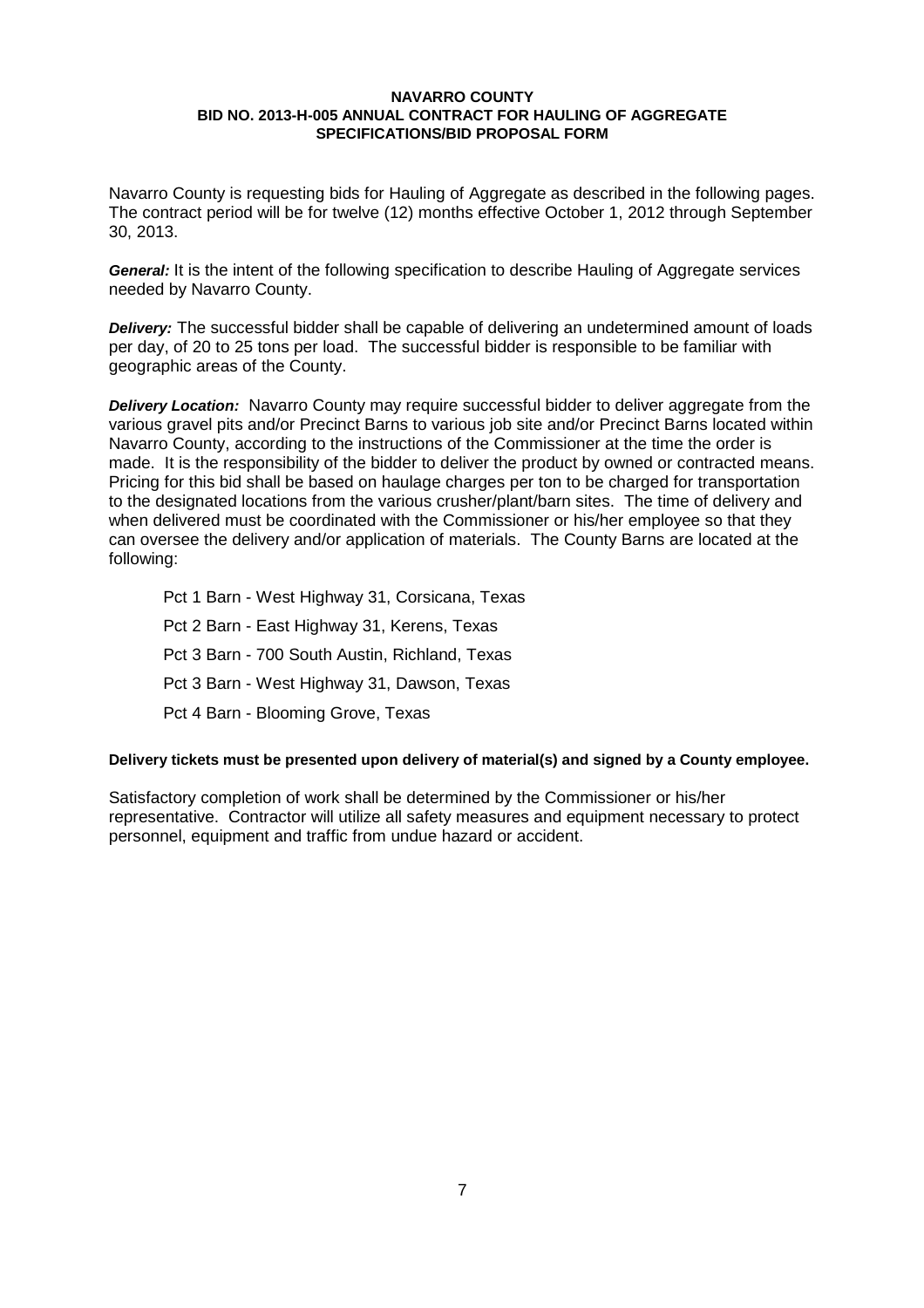# NAVARRO COUNTY
## BID NO. 2013-H-005 ANNUAL CONTRACT FOR HAULING OF AGGREGATE
## SPECIFICATIONS/BID PROPOSAL FORM

Navarro County is requesting bids for Hauling of Aggregate as described in the following pages. The contract period will be for twelve (12) months effective October 1, 2012 through September 30, 2013.

***General:*** It is the intent of the following specification to describe Hauling of Aggregate services needed by Navarro County.

***Delivery:*** The successful bidder shall be capable of delivering an undetermined amount of loads per day, of 20 to 25 tons per load. The successful bidder is responsible to be familiar with geographic areas of the County.

***Delivery Location:*** Navarro County may require successful bidder to deliver aggregate from the various gravel pits and/or Precinct Barns to various job site and/or Precinct Barns located within Navarro County, according to the instructions of the Commissioner at the time the order is made. It is the responsibility of the bidder to deliver the product by owned or contracted means. Pricing for this bid shall be based on haulage charges per ton to be charged for transportation to the designated locations from the various crusher/plant/barn sites. The time of delivery and when delivered must be coordinated with the Commissioner or his/her employee so that they can oversee the delivery and/or application of materials. The County Barns are located at the following:

- Pct 1 Barn - West Highway 31, Corsicana, Texas
- Pct 2 Barn - East Highway 31, Kerens, Texas
- Pct 3 Barn - 700 South Austin, Richland, Texas
- Pct 3 Barn - West Highway 31, Dawson, Texas
- Pct 4 Barn - Blooming Grove, Texas

**Delivery tickets must be presented upon delivery of material(s) and signed by a County employee.**

Satisfactory completion of work shall be determined by the Commissioner or his/her representative. Contractor will utilize all safety measures and equipment necessary to protect personnel, equipment and traffic from undue hazard or accident.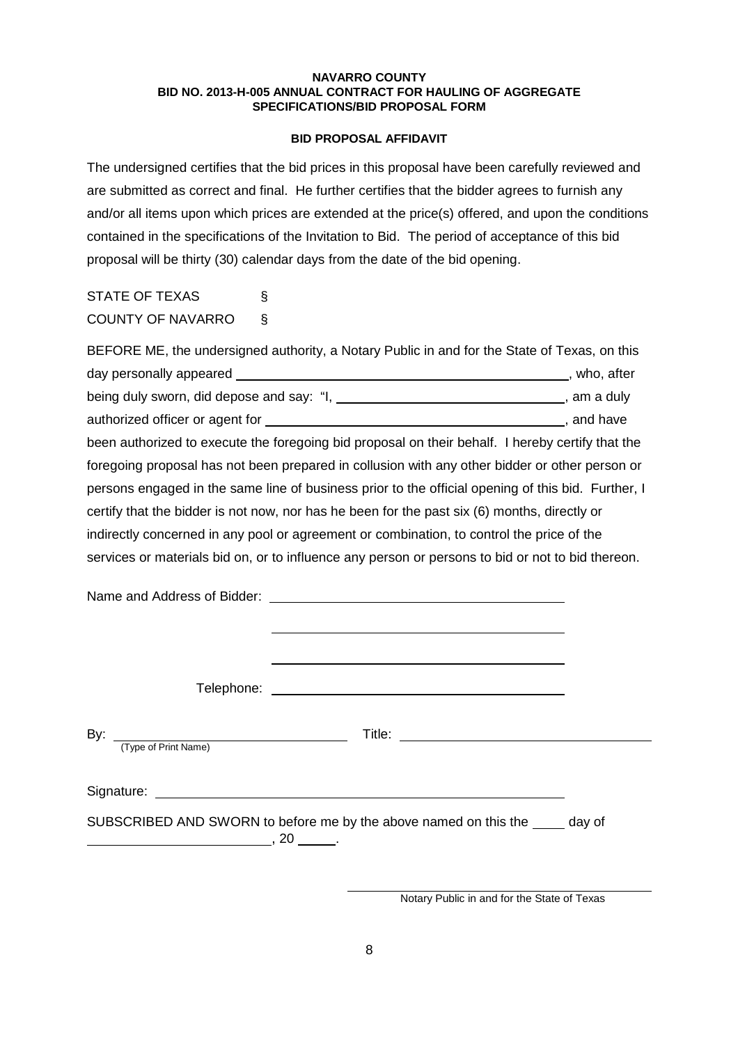**NAVARRO COUNTY**
**BID NO. 2013-H-005 ANNUAL CONTRACT FOR HAULING OF AGGREGATE**
**SPECIFICATIONS/BID PROPOSAL FORM**

**BID PROPOSAL AFFIDAVIT**

The undersigned certifies that the bid prices in this proposal have been carefully reviewed and are submitted as correct and final. He further certifies that the bidder agrees to furnish any and/or all items upon which prices are extended at the price(s) offered, and upon the conditions contained in the specifications of the Invitation to Bid. The period of acceptance of this bid proposal will be thirty (30) calendar days from the date of the bid opening.

STATE OF TEXAS §
COUNTY OF NAVARRO §

BEFORE ME, the undersigned authority, a Notary Public in and for the State of Texas, on this day personally appeared ______________________________, who, after being duly sworn, did depose and say: "I, ______________________________, am a duly authorized officer or agent for ______________________________, and have been authorized to execute the foregoing bid proposal on their behalf. I hereby certify that the foregoing proposal has not been prepared in collusion with any other bidder or other person or persons engaged in the same line of business prior to the official opening of this bid. Further, I certify that the bidder is not now, nor has he been for the past six (6) months, directly or indirectly concerned in any pool or agreement or combination, to control the price of the services or materials bid on, or to influence any person or persons to bid or not to bid thereon.

Name and Address of Bidder: ______________________________

______________________________

______________________________

Telephone: ______________________________

By: ______________________________ Title: ______________________________
(Type of Print Name)

Signature: ______________________________

SUBSCRIBED AND SWORN to before me by the above named on this the ____ day of ______________________, 20 _____.

______________________________
Notary Public in and for the State of Texas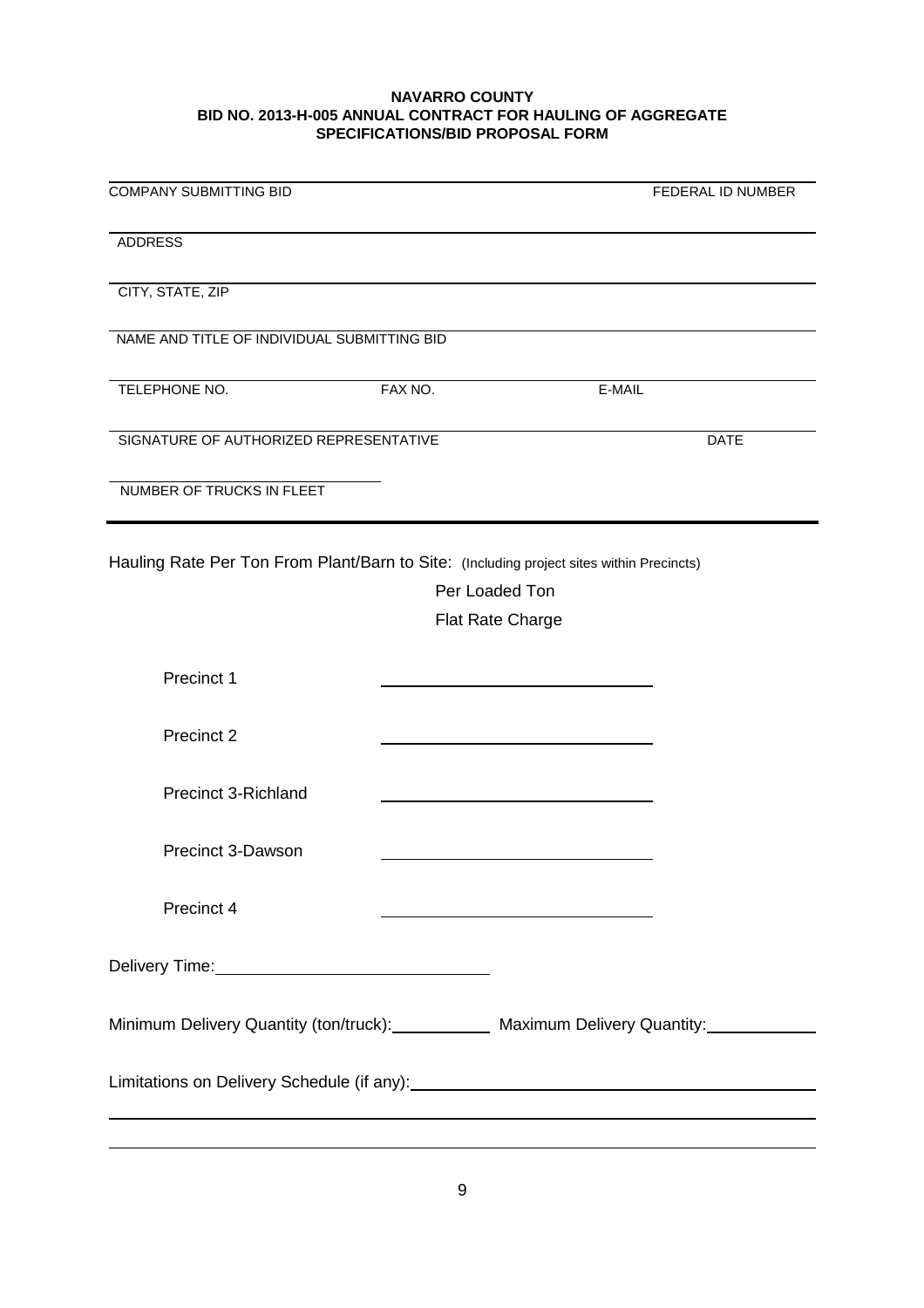**NAVARRO COUNTY**
**BID NO. 2013-H-005 ANNUAL CONTRACT FOR HAULING OF AGGREGATE**
**SPECIFICATIONS/BID PROPOSAL FORM**

| COMPANY SUBMITTING BID | | FEDERAL ID NUMBER |
|---|---|---|
| ADDRESS | | |
| CITY, STATE, ZIP | | |
| NAME AND TITLE OF INDIVIDUAL SUBMITTING BID | | |
| TELEPHONE NO. | FAX NO. | E-MAIL |
| SIGNATURE OF AUTHORIZED REPRESENTATIVE | | DATE |
| NUMBER OF TRUCKS IN FLEET | | |

Hauling Rate Per Ton From Plant/Barn to Site: (Including project sites within Precincts)

| | Per Loaded Ton Flat Rate Charge |
|---|---|
| Precinct 1 | \_\_\_\_\_\_\_\_\_\_\_\_\_\_\_\_\_\_\_\_ |
| Precinct 2 | \_\_\_\_\_\_\_\_\_\_\_\_\_\_\_\_\_\_\_\_ |
| Precinct 3-Richland | \_\_\_\_\_\_\_\_\_\_\_\_\_\_\_\_\_\_\_\_ |
| Precinct 3-Dawson | \_\_\_\_\_\_\_\_\_\_\_\_\_\_\_\_\_\_\_\_ |
| Precinct 4 | \_\_\_\_\_\_\_\_\_\_\_\_\_\_\_\_\_\_\_\_ |

Delivery Time: \_\_\_\_\_\_\_\_\_\_\_\_\_\_\_\_\_\_\_\_

Minimum Delivery Quantity (ton/truck): \_\_\_\_\_\_\_\_\_\_ Maximum Delivery Quantity: \_\_\_\_\_\_\_\_\_\_

Limitations on Delivery Schedule (if any): \_\_\_\_\_\_\_\_\_\_\_\_\_\_\_\_\_\_\_\_\_\_\_\_\_\_\_\_\_\_\_\_\_\_\_\_\_\_\_\_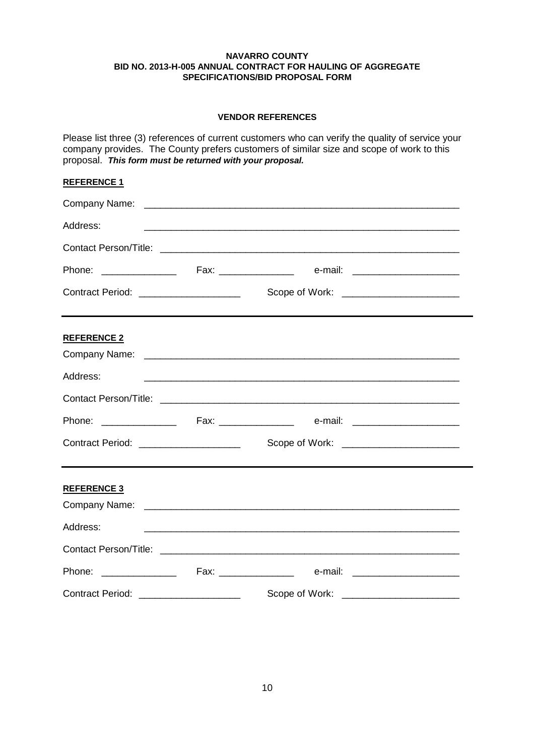**NAVARRO COUNTY**
**BID NO. 2013-H-005 ANNUAL CONTRACT FOR HAULING OF AGGREGATE**
**SPECIFICATIONS/BID PROPOSAL FORM**

**VENDOR REFERENCES**

Please list three (3) references of current customers who can verify the quality of service your company provides. The County prefers customers of similar size and scope of work to this proposal. ***This form must be returned with your proposal.***

**REFERENCE 1**

Company Name: ____________________________________________________________

Address: ____________________________________________________________

Contact Person/Title: ________________________________________________________

Phone: ______________ Fax: ______________ e-mail: ____________________

Contract Period: ___________________ Scope of Work: _____________________

---

**REFERENCE 2**

Company Name: ____________________________________________________________

Address: ____________________________________________________________

Contact Person/Title: ________________________________________________________

Phone: ______________ Fax: ______________ e-mail: ____________________

Contract Period: ___________________ Scope of Work: _____________________

---

**REFERENCE 3**

Company Name: ____________________________________________________________

Address: ____________________________________________________________

Contact Person/Title: ________________________________________________________

Phone: ______________ Fax: ______________ e-mail: ____________________

Contract Period: ___________________ Scope of Work: _____________________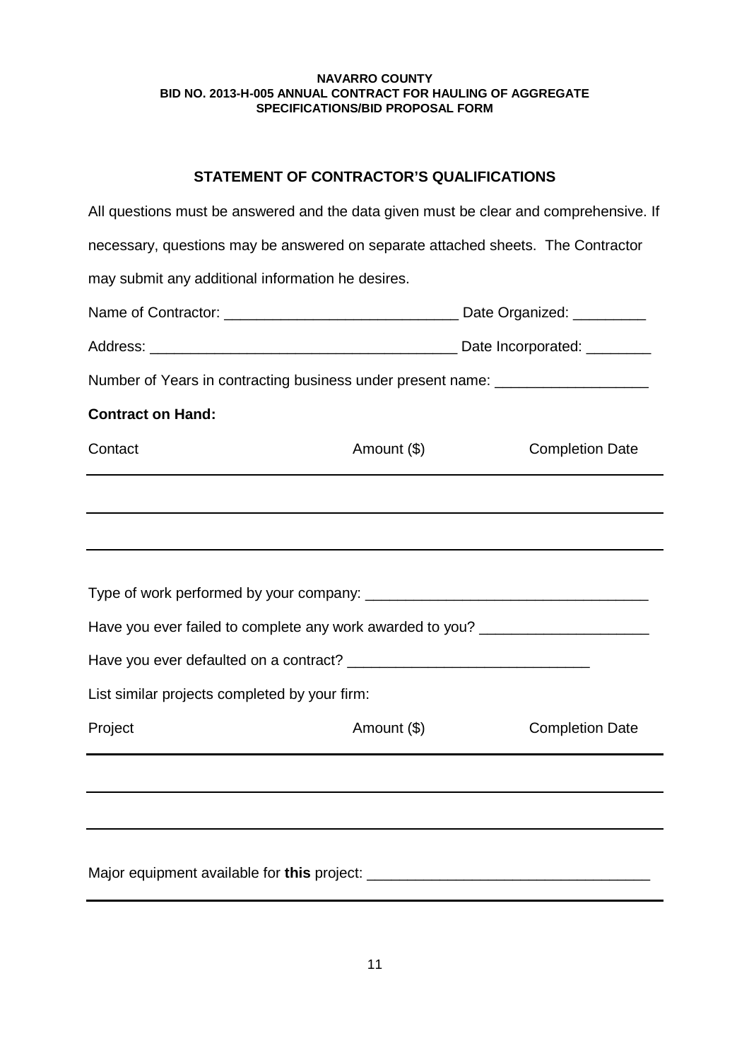**NAVARRO COUNTY**
**BID NO. 2013-H-005 ANNUAL CONTRACT FOR HAULING OF AGGREGATE**
**SPECIFICATIONS/BID PROPOSAL FORM**

## STATEMENT OF CONTRACTOR'S QUALIFICATIONS

All questions must be answered and the data given must be clear and comprehensive. If necessary, questions may be answered on separate attached sheets. The Contractor may submit any additional information he desires.

Name of Contractor: _____________________________ Date Organized: _________

Address: ______________________________________ Date Incorporated: ________

Number of Years in contracting business under present name: ___________________

**Contract on Hand:**

| Contact | Amount ($) | Completion Date |
|---|---|---|
| | | |
| | | |
| | | |

Type of work performed by your company: __________________________________

Have you ever failed to complete any work awarded to you? ____________________

Have you ever defaulted on a contract? _____________________________

List similar projects completed by your firm:

| Project | Amount ($) | Completion Date |
|---|---|---|
| | | |
| | | |
| | | |

Major equipment available for **this** project: __________________________________

______________________________________________________________________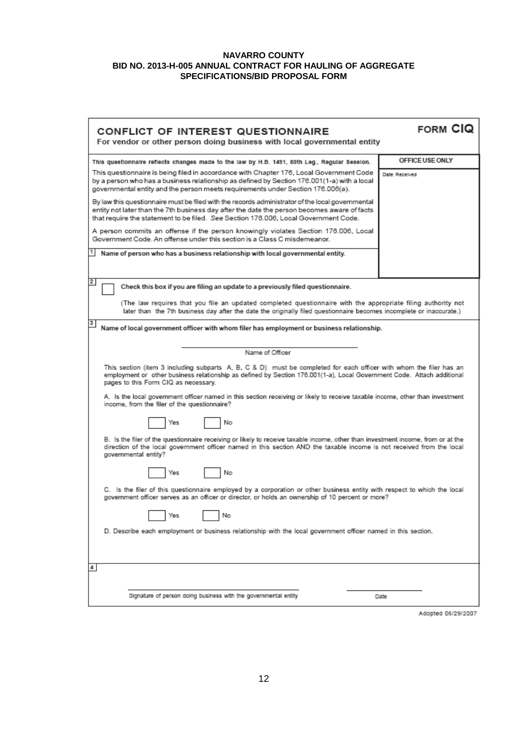**NAVARRO COUNTY**
**BID NO. 2013-H-005 ANNUAL CONTRACT FOR HAULING OF AGGREGATE**
**SPECIFICATIONS/BID PROPOSAL FORM**

## CONFLICT OF INTEREST QUESTIONNAIRE

**FORM CIQ**

For vendor or other person doing business with local governmental entity

| | OFFICE USE ONLY |
|---|---|
| **This questionnaire reflects changes made to the law by H.B. 1491, 80th Leg., Regular Session.** | Date Received |
| This questionnaire is being filed in accordance with Chapter 176, Local Government Code by a person who has a business relationship as defined by Section 176.001(1-a) with a local governmental entity and the person meets requirements under Section 176.006(a). | |
| By law this questionnaire must be filed with the records administrator of the local governmental entity not later than the 7th business day after the date the person becomes aware of facts that require the statement to be filed. *See* Section 176.006, Local Government Code. | |
| A person commits an offense if the person knowingly violates Section 176.006, Local Government Code. An offense under this section is a Class C misdemeanor. | |
| **1** Name of person who has a business relationship with local governmental entity. | |

**2** ☐ **Check this box if you are filing an update to a previously filed questionnaire.**

(The law requires that you file an updated completed questionnaire with the appropriate filing authority not later than the 7th business day after the date the originally filed questionnaire becomes incomplete or inaccurate.)

**3** **Name of local government officer with whom filer has employment or business relationship.**

______________________________
Name of Officer

This section (item 3 including subparts A, B, C & D) must be completed for each officer with whom the filer has an employment or other business relationship as defined by Section 176.001(1-a), Local Government Code. Attach additional pages to this Form CIQ as necessary.

A. Is the local government officer named in this section receiving or likely to receive taxable income, other than investment income, from the filer of the questionnaire?

☐ Yes ☐ No

B. Is the filer of the questionnaire receiving or likely to receive taxable income, other than investment income, from or at the direction of the local government officer named in this section AND the taxable income is not received from the local governmental entity?

☐ Yes ☐ No

C. Is the filer of this questionnaire employed by a corporation or other business entity with respect to which the local government officer serves as an officer or director, or holds an ownership of 10 percent or more?

☐ Yes ☐ No

D. Describe each employment or business relationship with the local government officer named in this section.

**4**

______________________________ ______________
Signature of person doing business with the governmental entity Date

Adopted 06/29/2007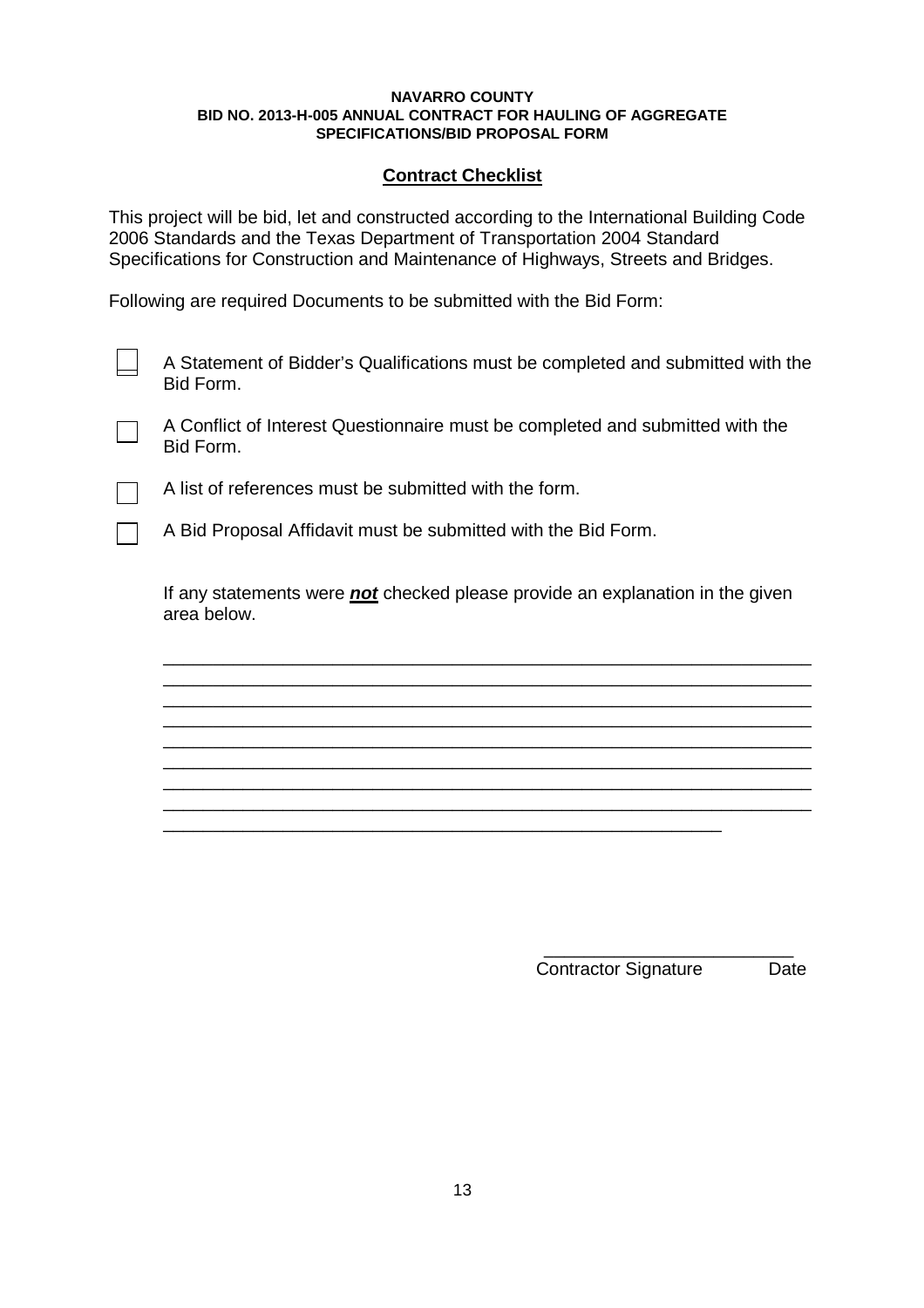**NAVARRO COUNTY**
**BID NO. 2013-H-005 ANNUAL CONTRACT FOR HAULING OF AGGREGATE**
**SPECIFICATIONS/BID PROPOSAL FORM**

## Contract Checklist

This project will be bid, let and constructed according to the International Building Code 2006 Standards and the Texas Department of Transportation 2004 Standard Specifications for Construction and Maintenance of Highways, Streets and Bridges.

Following are required Documents to be submitted with the Bid Form:

- ☐ A Statement of Bidder's Qualifications must be completed and submitted with the Bid Form.
- ☐ A Conflict of Interest Questionnaire must be completed and submitted with the Bid Form.
- ☐ A list of references must be submitted with the form.
- ☐ A Bid Proposal Affidavit must be submitted with the Bid Form.

If any statements were ***not*** checked please provide an explanation in the given area below.

_______________________________________________________________
_______________________________________________________________
_______________________________________________________________
_______________________________________________________________
_______________________________________________________________
_______________________________________________________________
_______________________________________________________________
_______________________________________________________________
______________________________________________________

_________________________
Contractor Signature Date